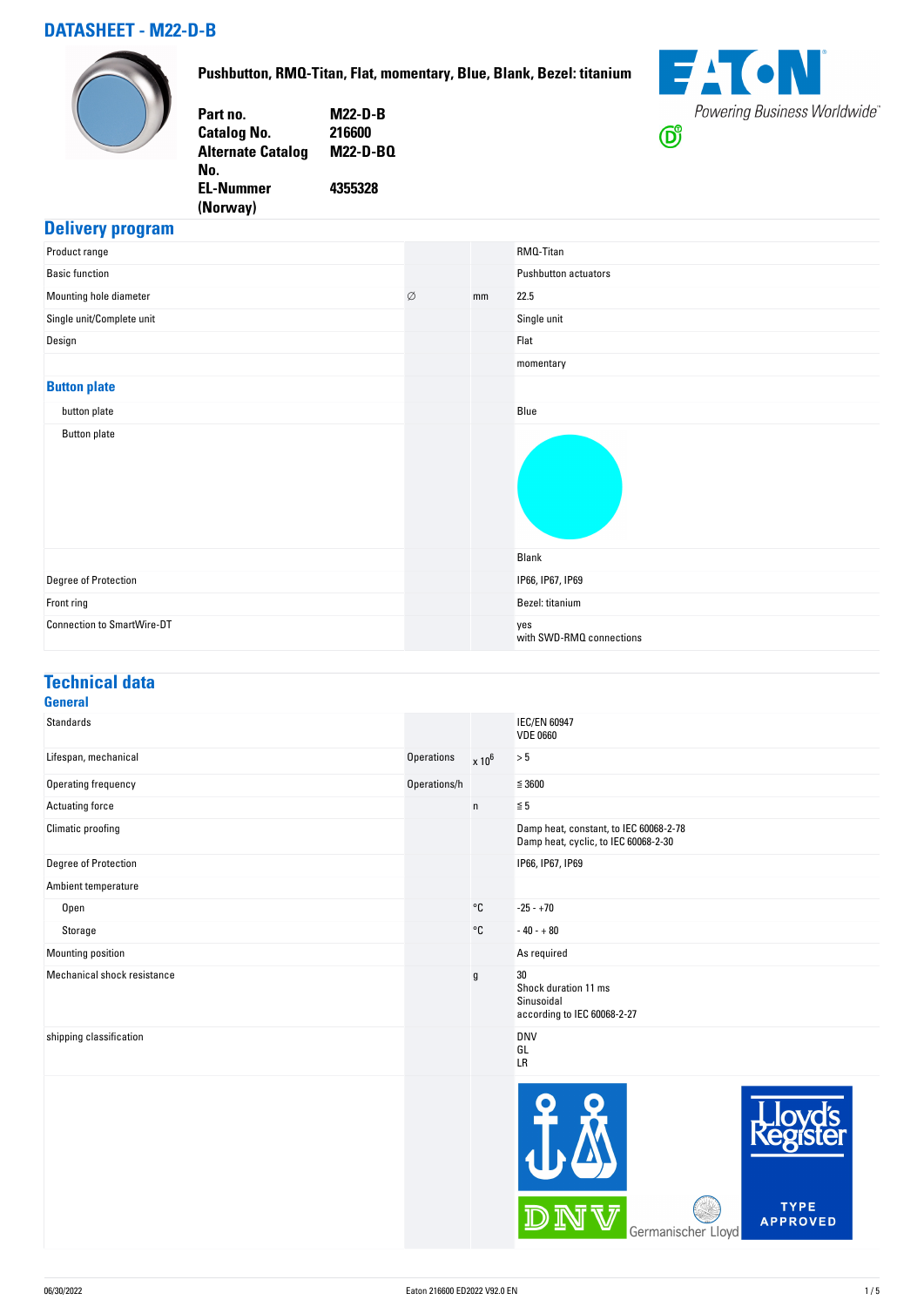# DATASHEET - M22-D-B

**Pushbutton, RMQ-Titan, Flat, momentary, Blue, Blank, Bezel: titanium**

| | |
|---|---|
| **Part no.** | **M22-D-B** |
| **Catalog No.** | **216600** |
| **Alternate Catalog No.** | **M22-D-BQ** |
| **EL-Nummer (Norway)** | **4355328** |

Powering Business Worldwide

## Delivery program

| | | | |
|---|---|---|---|
| Product range | | | RMQ-Titan |
| Basic function | | | Pushbutton actuators |
| Mounting hole diameter | ∅ | mm | 22.5 |
| Single unit/Complete unit | | | Single unit |
| Design | | | Flat |
| | | | momentary |
| **Button plate** | | | |
| button plate | | | Blue |
| Button plate | | | |
| | | | Blank |
| Degree of Protection | | | IP66, IP67, IP69 |
| Front ring | | | Bezel: titanium |
| Connection to SmartWire-DT | | | yes<br>with SWD-RMQ connections |

## Technical data

### General

| | | | |
|---|---|---|---|
| Standards | | | IEC/EN 60947<br>VDE 0660 |
| Lifespan, mechanical | Operations | x $10^6$ | > 5 |
| Operating frequency | Operations/h | | ≦ 3600 |
| Actuating force | | n | ≦ 5 |
| Climatic proofing | | | Damp heat, constant, to IEC 60068-2-78<br>Damp heat, cyclic, to IEC 60068-2-30 |
| Degree of Protection | | | IP66, IP67, IP69 |
| Ambient temperature | | | |
| Open | | °C | -25 - +70 |
| Storage | | °C | - 40 - + 80 |
| Mounting position | | | As required |
| Mechanical shock resistance | | g | 30<br>Shock duration 11 ms<br>Sinusoidal<br>according to IEC 60068-2-27 |
| shipping classification | | | DNV<br>GL<br>LR |

DNV Germanischer Lloyd Lloyd's Register TYPE APPROVED

06/30/2022 Eaton 216600 ED2022 V92.0 EN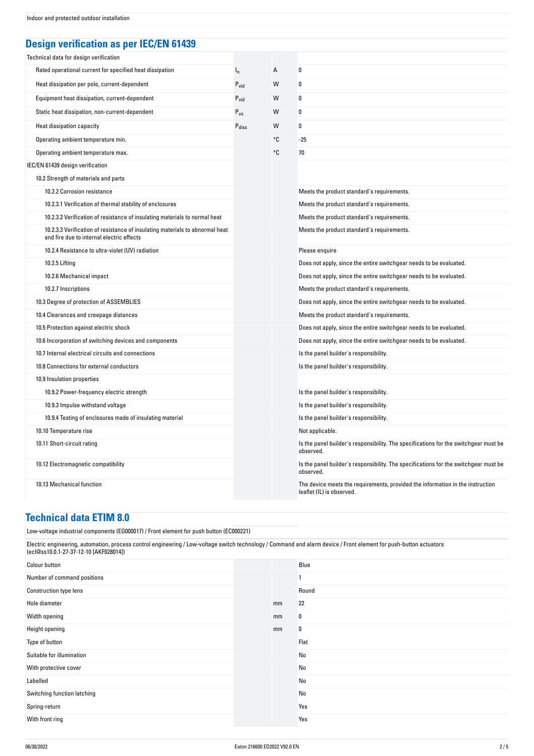Indoor and protected outdoor installation

## Design verification as per IEC/EN 61439

| | | | |
|---|---|---|---|
| Technical data for design verification | | | |
| Rated operational current for specified heat dissipation | $I_n$ | A | 0 |
| Heat dissipation per pole, current-dependent | $P_{vid}$ | W | 0 |
| Equipment heat dissipation, current-dependent | $P_{vid}$ | W | 0 |
| Static heat dissipation, non-current-dependent | $P_{vs}$ | W | 0 |
| Heat dissipation capacity | $P_{diss}$ | W | 0 |
| Operating ambient temperature min. | | °C | -25 |
| Operating ambient temperature max. | | °C | 70 |
| IEC/EN 61439 design verification | | | |
| 10.2 Strength of materials and parts | | | |
| 10.2.2 Corrosion resistance | | | Meets the product standard's requirements. |
| 10.2.3.1 Verification of thermal stability of enclosures | | | Meets the product standard's requirements. |
| 10.2.3.2 Verification of resistance of insulating materials to normal heat | | | Meets the product standard's requirements. |
| 10.2.3.3 Verification of resistance of insulating materials to abnormal heat and fire due to internal electric effects | | | Meets the product standard's requirements. |
| 10.2.4 Resistance to ultra-violet (UV) radiation | | | Please enquire |
| 10.2.5 Lifting | | | Does not apply, since the entire switchgear needs to be evaluated. |
| 10.2.6 Mechanical impact | | | Does not apply, since the entire switchgear needs to be evaluated. |
| 10.2.7 Inscriptions | | | Meets the product standard's requirements. |
| 10.3 Degree of protection of ASSEMBLIES | | | Does not apply, since the entire switchgear needs to be evaluated. |
| 10.4 Clearances and creepage distances | | | Meets the product standard's requirements. |
| 10.5 Protection against electric shock | | | Does not apply, since the entire switchgear needs to be evaluated. |
| 10.6 Incorporation of switching devices and components | | | Does not apply, since the entire switchgear needs to be evaluated. |
| 10.7 Internal electrical circuits and connections | | | Is the panel builder's responsibility. |
| 10.8 Connections for external conductors | | | Is the panel builder's responsibility. |
| 10.9 Insulation properties | | | |
| 10.9.2 Power-frequency electric strength | | | Is the panel builder's responsibility. |
| 10.9.3 Impulse withstand voltage | | | Is the panel builder's responsibility. |
| 10.9.4 Testing of enclosures made of insulating material | | | Is the panel builder's responsibility. |
| 10.10 Temperature rise | | | Not applicable. |
| 10.11 Short-circuit rating | | | Is the panel builder's responsibility. The specifications for the switchgear must be observed. |
| 10.12 Electromagnetic compatibility | | | Is the panel builder's responsibility. The specifications for the switchgear must be observed. |
| 10.13 Mechanical function | | | The device meets the requirements, provided the information in the instruction leaflet (IL) is observed. |

## Technical data ETIM 8.0

Low-voltage industrial components (EG000017) / Front element for push button (EC000221)

Electric engineering, automation, process control engineering / Low-voltage switch technology / Command and alarm device / Front element for push-button actuators (ecl@ss10.0.1-27-37-12-10 [AKF028014])

| | | | |
|---|---|---|---|
| Colour button | | | Blue |
| Number of command positions | | | 1 |
| Construction type lens | | | Round |
| Hole diameter | | mm | 22 |
| Width opening | | mm | 0 |
| Height opening | | mm | 0 |
| Type of button | | | Flat |
| Suitable for illumination | | | No |
| With protective cover | | | No |
| Labelled | | | No |
| Switching function latching | | | No |
| Spring-return | | | Yes |
| With front ring | | | Yes |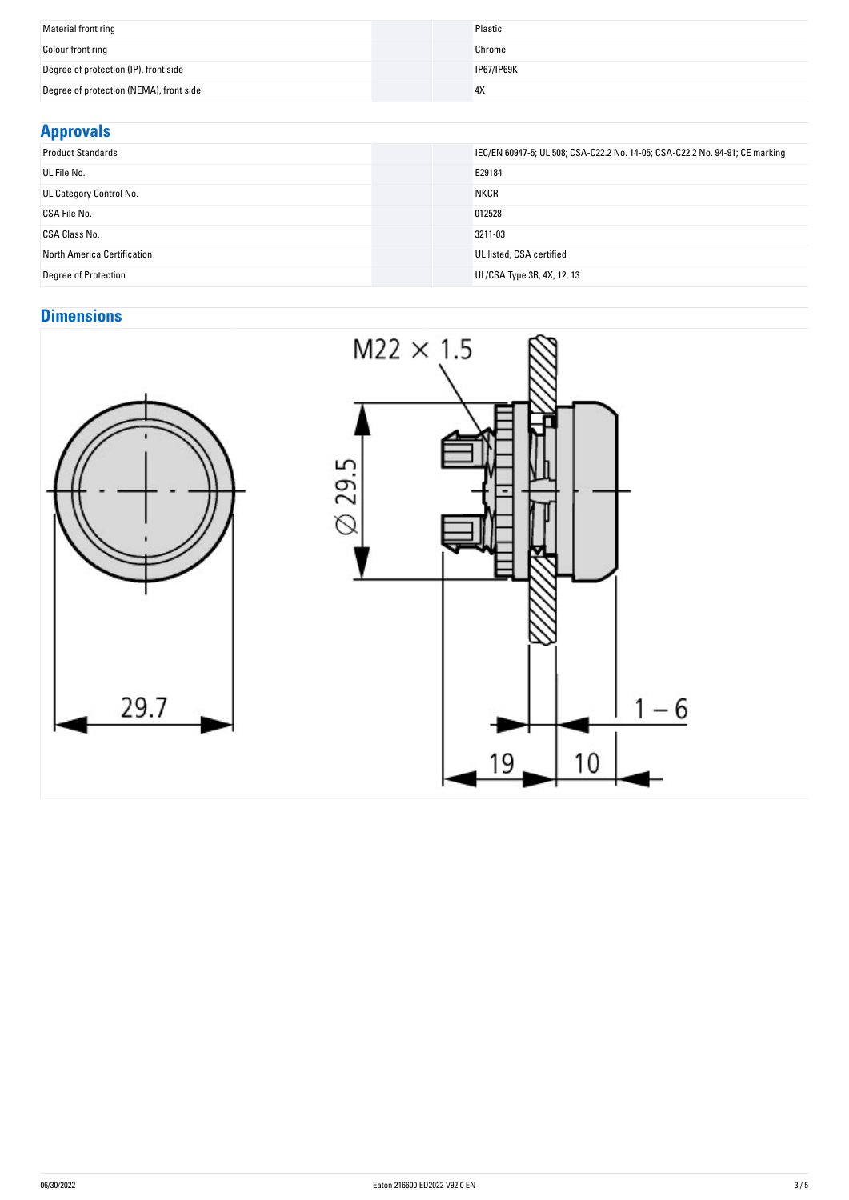| | |
|---|---|
| Material front ring | Plastic |
| Colour front ring | Chrome |
| Degree of protection (IP), front side | IP67/IP69K |
| Degree of protection (NEMA), front side | 4X |

## Approvals

| | |
|---|---|
| Product Standards | IEC/EN 60947-5; UL 508; CSA-C22.2 No. 14-05; CSA-C22.2 No. 94-91; CE marking |
| UL File No. | E29184 |
| UL Category Control No. | NKCR |
| CSA File No. | 012528 |
| CSA Class No. | 3211-03 |
| North America Certification | UL listed, CSA certified |
| Degree of Protection | UL/CSA Type 3R, 4X, 12, 13 |

## Dimensions

M22 × 1.5

Ø 29.5

29.7

1 – 6

19

10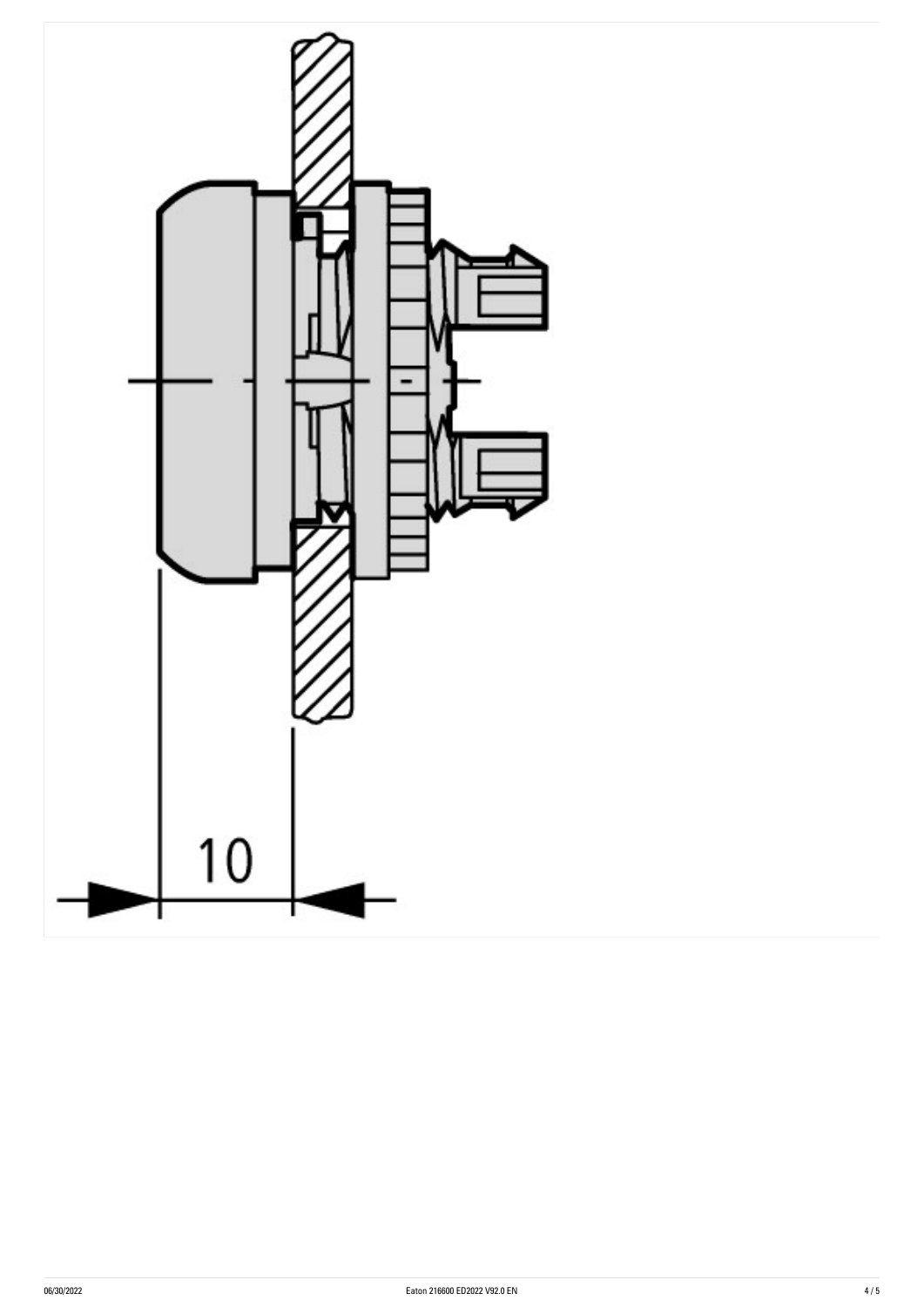10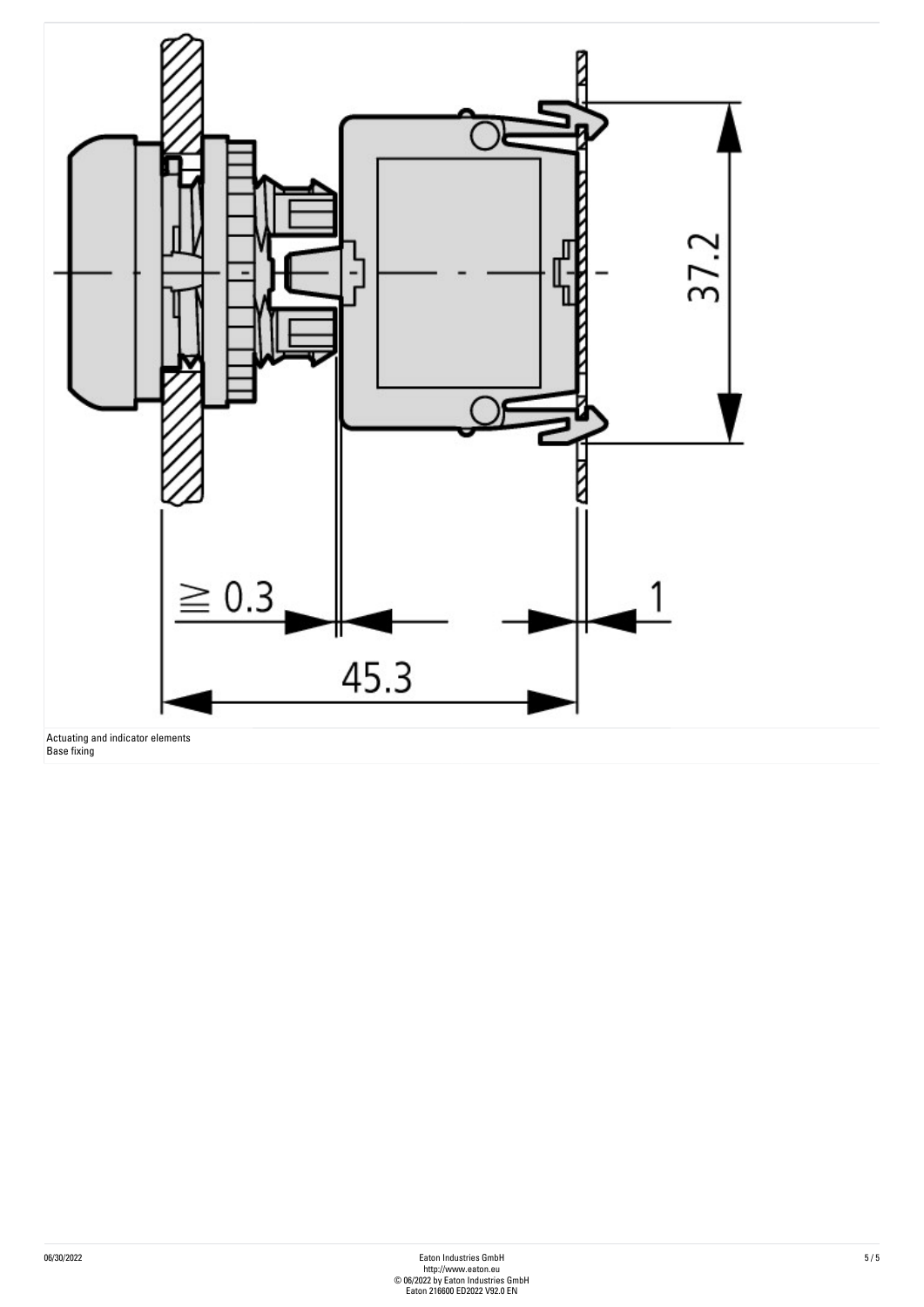37.2

≧ 0.3

1

45.3

Actuating and indicator elements
Base fixing